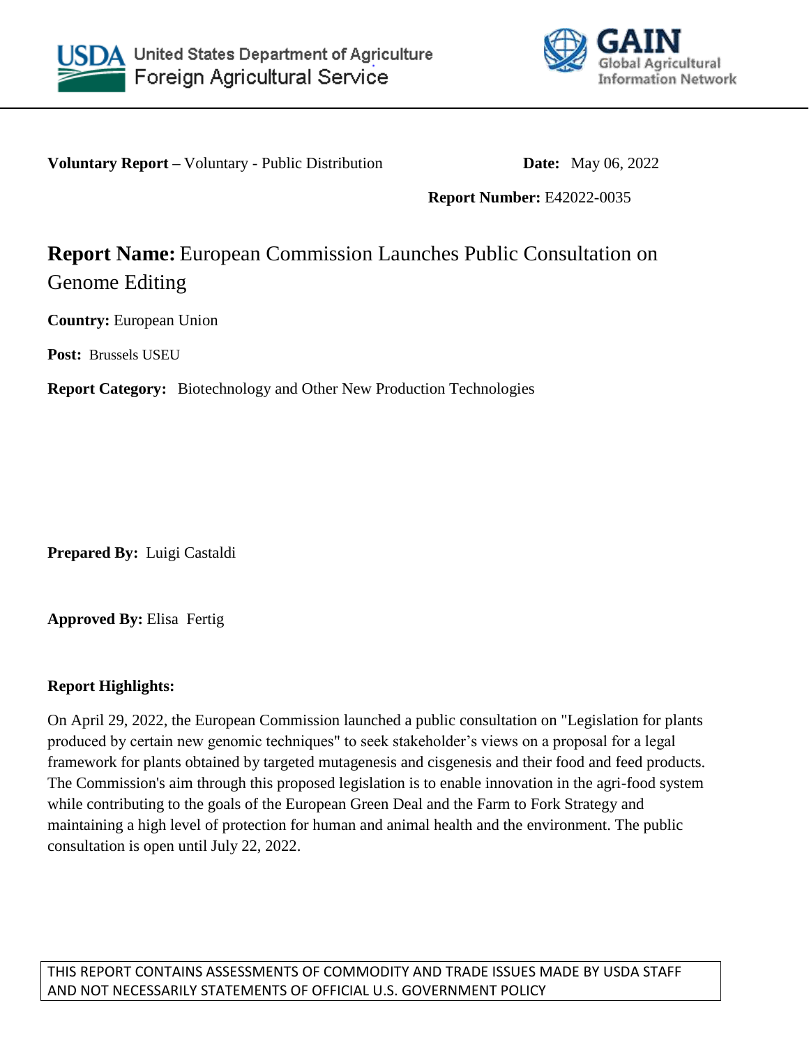United States Department of Agriculture
Foreign Agricultural Service

GAIN
Global Agricultural Information Network

**Voluntary Report –** Voluntary - Public Distribution **Date:** May 06, 2022

**Report Number:** E42022-0035

# **Report Name:** European Commission Launches Public Consultation on Genome Editing

**Country:** European Union

**Post:** Brussels USEU

**Report Category:** Biotechnology and Other New Production Technologies

**Prepared By:** Luigi Castaldi

**Approved By:** Elisa Fertig

**Report Highlights:**

On April 29, 2022, the European Commission launched a public consultation on "Legislation for plants produced by certain new genomic techniques" to seek stakeholder's views on a proposal for a legal framework for plants obtained by targeted mutagenesis and cisgenesis and their food and feed products. The Commission's aim through this proposed legislation is to enable innovation in the agri-food system while contributing to the goals of the European Green Deal and the Farm to Fork Strategy and maintaining a high level of protection for human and animal health and the environment. The public consultation is open until July 22, 2022.

THIS REPORT CONTAINS ASSESSMENTS OF COMMODITY AND TRADE ISSUES MADE BY USDA STAFF AND NOT NECESSARILY STATEMENTS OF OFFICIAL U.S. GOVERNMENT POLICY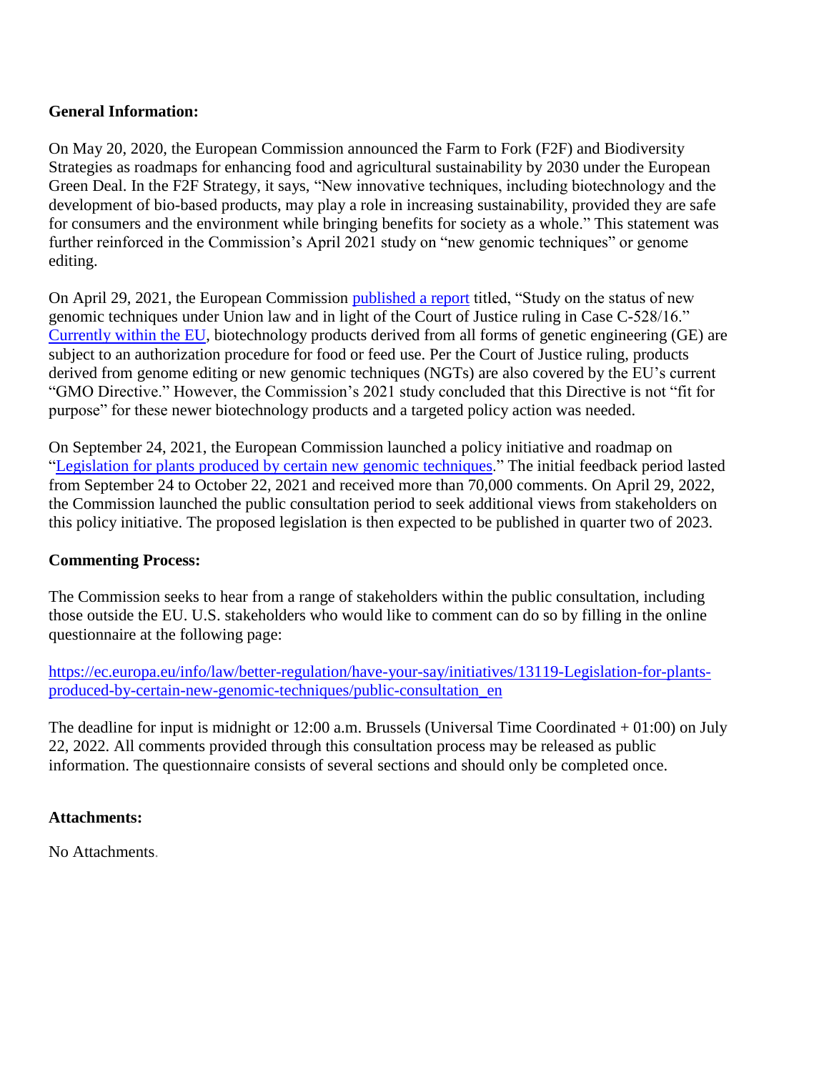**General Information:**

On May 20, 2020, the European Commission announced the Farm to Fork (F2F) and Biodiversity Strategies as roadmaps for enhancing food and agricultural sustainability by 2030 under the European Green Deal. In the F2F Strategy, it says, "New innovative techniques, including biotechnology and the development of bio-based products, may play a role in increasing sustainability, provided they are safe for consumers and the environment while bringing benefits for society as a whole." This statement was further reinforced in the Commission's April 2021 study on "new genomic techniques" or genome editing.

On April 29, 2021, the European Commission published a report titled, "Study on the status of new genomic techniques under Union law and in light of the Court of Justice ruling in Case C-528/16." Currently within the EU, biotechnology products derived from all forms of genetic engineering (GE) are subject to an authorization procedure for food or feed use. Per the Court of Justice ruling, products derived from genome editing or new genomic techniques (NGTs) are also covered by the EU's current "GMO Directive." However, the Commission's 2021 study concluded that this Directive is not "fit for purpose" for these newer biotechnology products and a targeted policy action was needed.

On September 24, 2021, the European Commission launched a policy initiative and roadmap on "Legislation for plants produced by certain new genomic techniques." The initial feedback period lasted from September 24 to October 22, 2021 and received more than 70,000 comments. On April 29, 2022, the Commission launched the public consultation period to seek additional views from stakeholders on this policy initiative. The proposed legislation is then expected to be published in quarter two of 2023.

**Commenting Process:**

The Commission seeks to hear from a range of stakeholders within the public consultation, including those outside the EU. U.S. stakeholders who would like to comment can do so by filling in the online questionnaire at the following page:

https://ec.europa.eu/info/law/better-regulation/have-your-say/initiatives/13119-Legislation-for-plants-produced-by-certain-new-genomic-techniques/public-consultation_en

The deadline for input is midnight or 12:00 a.m. Brussels (Universal Time Coordinated + 01:00) on July 22, 2022. All comments provided through this consultation process may be released as public information. The questionnaire consists of several sections and should only be completed once.

**Attachments:**

No Attachments.